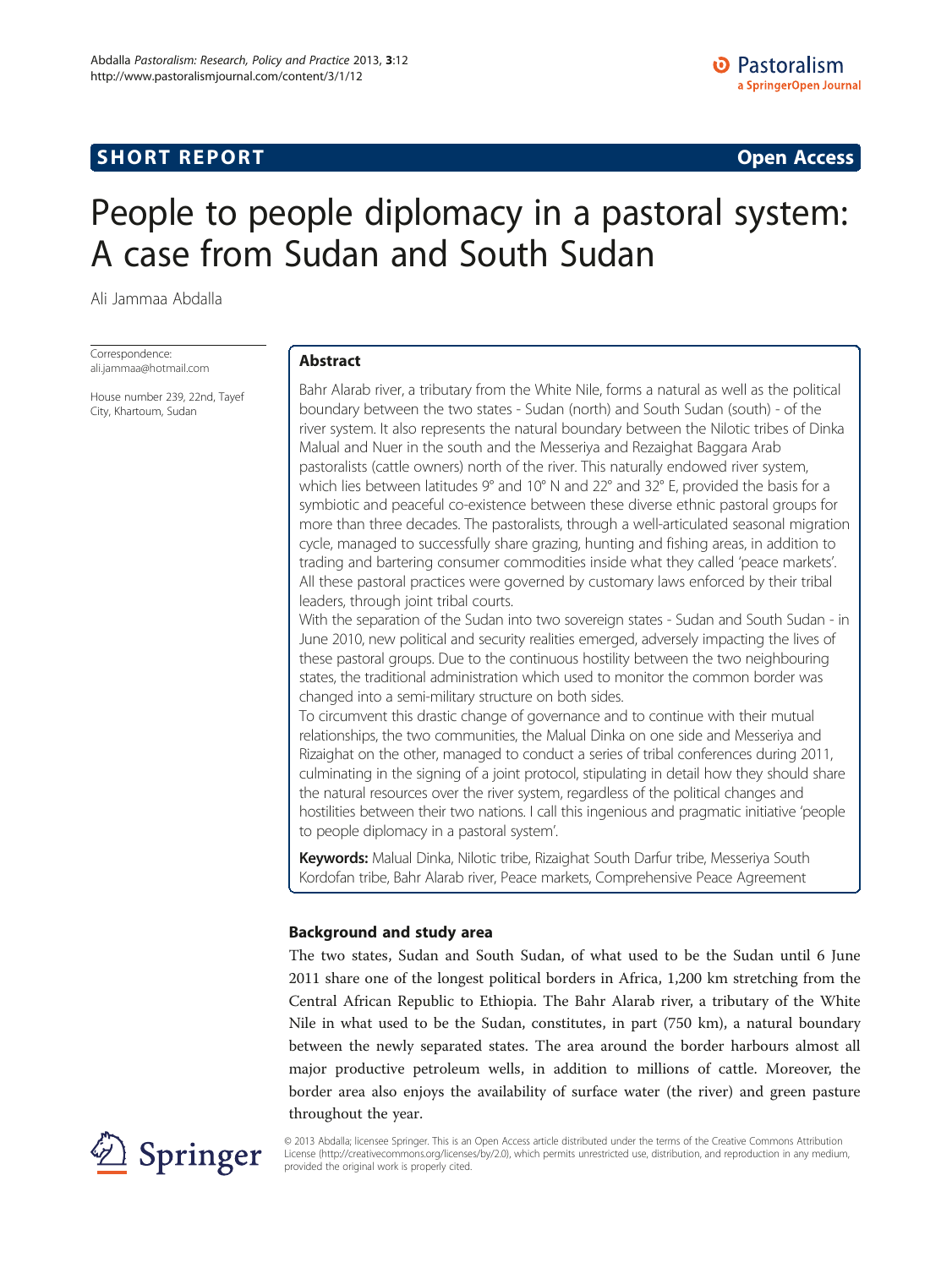SHORT REPORT

Open Access

# People to people diplomacy in a pastoral system: A case from Sudan and South Sudan

Ali Jammaa Abdalla

Correspondence: ali.jammaa@hotmail.com

House number 239, 22nd, Tayef City, Khartoum, Sudan

## Abstract

Bahr Alarab river, a tributary from the White Nile, forms a natural as well as the political boundary between the two states - Sudan (north) and South Sudan (south) - of the river system. It also represents the natural boundary between the Nilotic tribes of Dinka Malual and Nuer in the south and the Messeriya and Rezaighat Baggara Arab pastoralists (cattle owners) north of the river. This naturally endowed river system, which lies between latitudes 9° and 10° N and 22° and 32° E, provided the basis for a symbiotic and peaceful co-existence between these diverse ethnic pastoral groups for more than three decades. The pastoralists, through a well-articulated seasonal migration cycle, managed to successfully share grazing, hunting and fishing areas, in addition to trading and bartering consumer commodities inside what they called 'peace markets'. All these pastoral practices were governed by customary laws enforced by their tribal leaders, through joint tribal courts.

With the separation of the Sudan into two sovereign states - Sudan and South Sudan - in June 2010, new political and security realities emerged, adversely impacting the lives of these pastoral groups. Due to the continuous hostility between the two neighbouring states, the traditional administration which used to monitor the common border was changed into a semi-military structure on both sides.

To circumvent this drastic change of governance and to continue with their mutual relationships, the two communities, the Malual Dinka on one side and Messeriya and Rizaighat on the other, managed to conduct a series of tribal conferences during 2011, culminating in the signing of a joint protocol, stipulating in detail how they should share the natural resources over the river system, regardless of the political changes and hostilities between their two nations. I call this ingenious and pragmatic initiative 'people to people diplomacy in a pastoral system'.

**Keywords:** Malual Dinka, Nilotic tribe, Rizaighat South Darfur tribe, Messeriya South Kordofan tribe, Bahr Alarab river, Peace markets, Comprehensive Peace Agreement

## Background and study area

The two states, Sudan and South Sudan, of what used to be the Sudan until 6 June 2011 share one of the longest political borders in Africa, 1,200 km stretching from the Central African Republic to Ethiopia. The Bahr Alarab river, a tributary of the White Nile in what used to be the Sudan, constitutes, in part (750 km), a natural boundary between the newly separated states. The area around the border harbours almost all major productive petroleum wells, in addition to millions of cattle. Moreover, the border area also enjoys the availability of surface water (the river) and green pasture throughout the year.

© 2013 Abdalla; licensee Springer. This is an Open Access article distributed under the terms of the Creative Commons Attribution License (http://creativecommons.org/licenses/by/2.0), which permits unrestricted use, distribution, and reproduction in any medium, provided the original work is properly cited.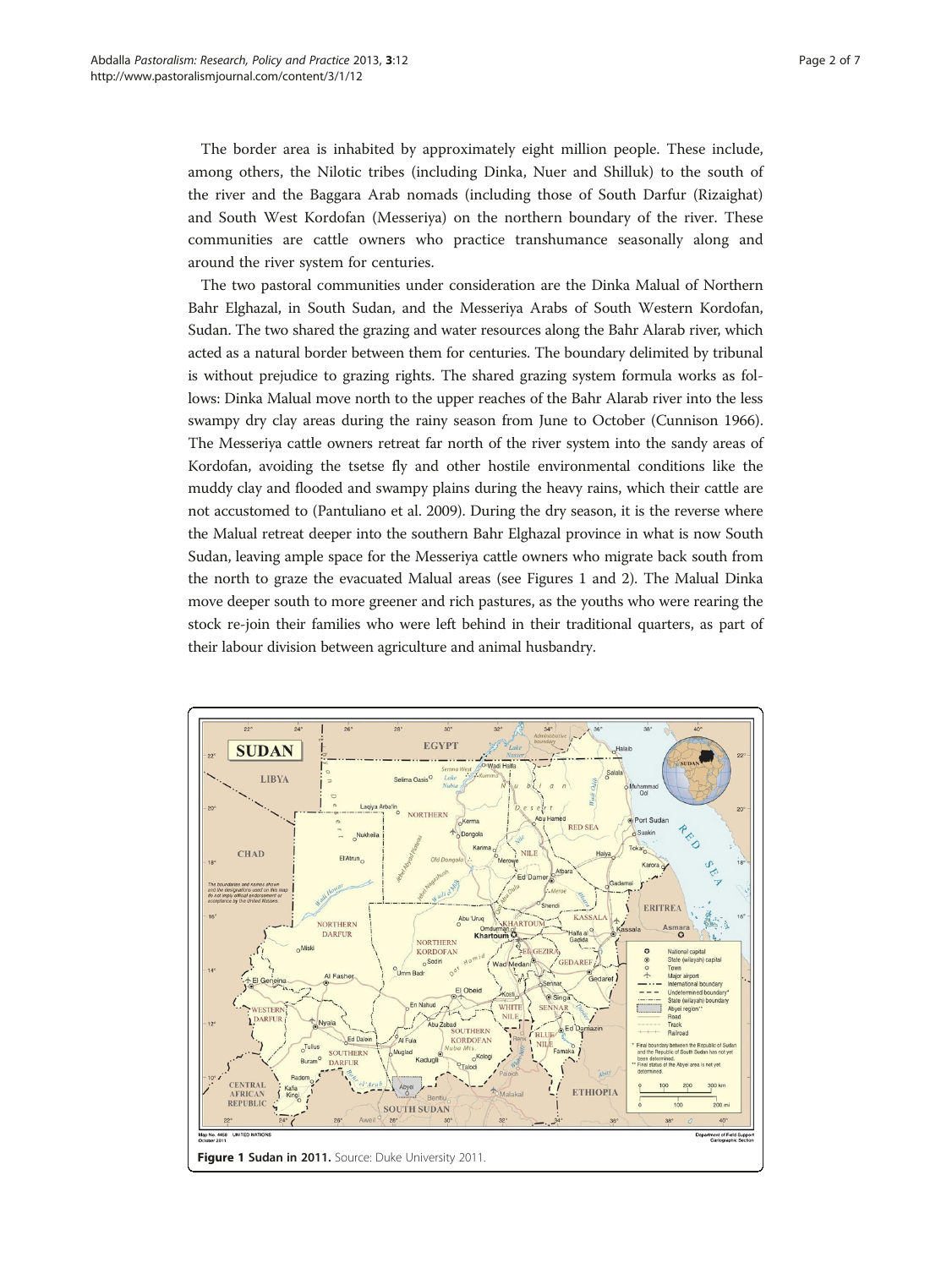The border area is inhabited by approximately eight million people. These include, among others, the Nilotic tribes (including Dinka, Nuer and Shilluk) to the south of the river and the Baggara Arab nomads (including those of South Darfur (Rizaighat) and South West Kordofan (Messeriya) on the northern boundary of the river. These communities are cattle owners who practice transhumance seasonally along and around the river system for centuries.

The two pastoral communities under consideration are the Dinka Malual of Northern Bahr Elghazal, in South Sudan, and the Messeriya Arabs of South Western Kordofan, Sudan. The two shared the grazing and water resources along the Bahr Alarab river, which acted as a natural border between them for centuries. The boundary delimited by tribunal is without prejudice to grazing rights. The shared grazing system formula works as follows: Dinka Malual move north to the upper reaches of the Bahr Alarab river into the less swampy dry clay areas during the rainy season from June to October (Cunnison 1966). The Messeriya cattle owners retreat far north of the river system into the sandy areas of Kordofan, avoiding the tsetse fly and other hostile environmental conditions like the muddy clay and flooded and swampy plains during the heavy rains, which their cattle are not accustomed to (Pantuliano et al. 2009). During the dry season, it is the reverse where the Malual retreat deeper into the southern Bahr Elghazal province in what is now South Sudan, leaving ample space for the Messeriya cattle owners who migrate back south from the north to graze the evacuated Malual areas (see Figures 1 and 2). The Malual Dinka move deeper south to more greener and rich pastures, as the youths who were rearing the stock re-join their families who were left behind in their traditional quarters, as part of their labour division between agriculture and animal husbandry.

**Figure 1 Sudan in 2011.** Source: Duke University 2011.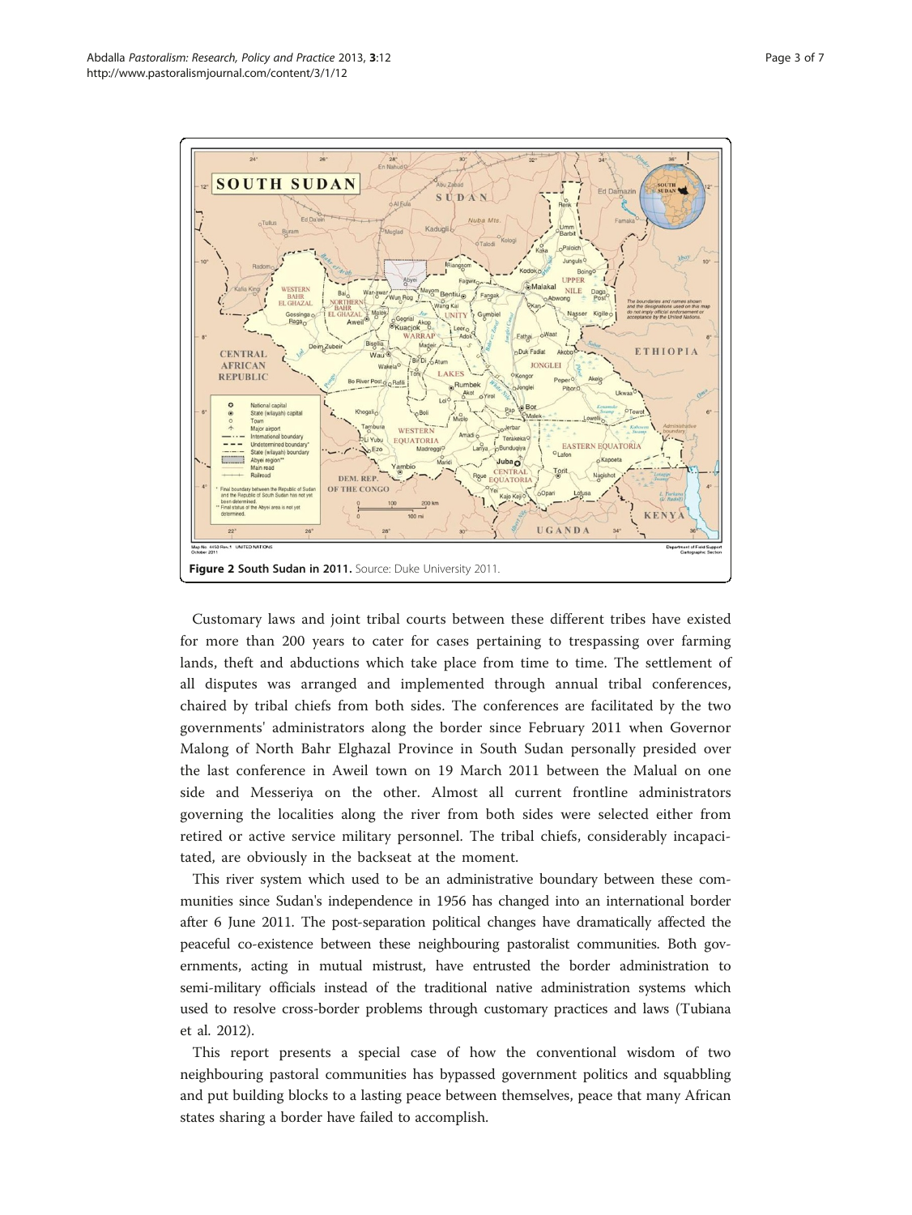**Figure 2 South Sudan in 2011.** Source: Duke University 2011.

Customary laws and joint tribal courts between these different tribes have existed for more than 200 years to cater for cases pertaining to trespassing over farming lands, theft and abductions which take place from time to time. The settlement of all disputes was arranged and implemented through annual tribal conferences, chaired by tribal chiefs from both sides. The conferences are facilitated by the two governments' administrators along the border since February 2011 when Governor Malong of North Bahr Elghazal Province in South Sudan personally presided over the last conference in Aweil town on 19 March 2011 between the Malual on one side and Messeriya on the other. Almost all current frontline administrators governing the localities along the river from both sides were selected either from retired or active service military personnel. The tribal chiefs, considerably incapacitated, are obviously in the backseat at the moment.

This river system which used to be an administrative boundary between these communities since Sudan's independence in 1956 has changed into an international border after 6 June 2011. The post-separation political changes have dramatically affected the peaceful co-existence between these neighbouring pastoralist communities. Both governments, acting in mutual mistrust, have entrusted the border administration to semi-military officials instead of the traditional native administration systems which used to resolve cross-border problems through customary practices and laws (Tubiana et al. 2012).

This report presents a special case of how the conventional wisdom of two neighbouring pastoral communities has bypassed government politics and squabbling and put building blocks to a lasting peace between themselves, peace that many African states sharing a border have failed to accomplish.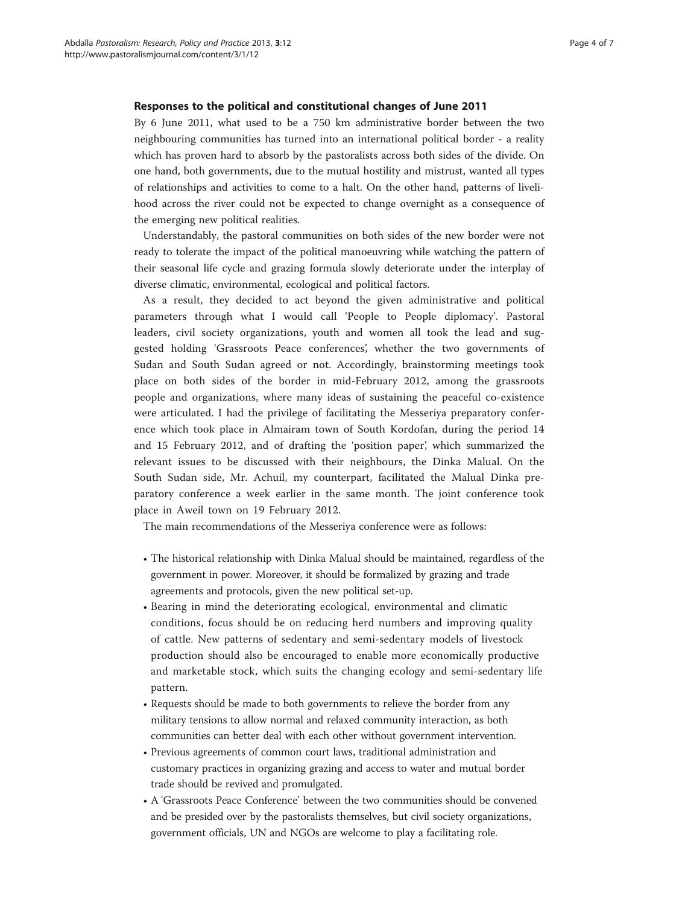### Responses to the political and constitutional changes of June 2011

By 6 June 2011, what used to be a 750 km administrative border between the two neighbouring communities has turned into an international political border - a reality which has proven hard to absorb by the pastoralists across both sides of the divide. On one hand, both governments, due to the mutual hostility and mistrust, wanted all types of relationships and activities to come to a halt. On the other hand, patterns of livelihood across the river could not be expected to change overnight as a consequence of the emerging new political realities.

Understandably, the pastoral communities on both sides of the new border were not ready to tolerate the impact of the political manoeuvring while watching the pattern of their seasonal life cycle and grazing formula slowly deteriorate under the interplay of diverse climatic, environmental, ecological and political factors.

As a result, they decided to act beyond the given administrative and political parameters through what I would call 'People to People diplomacy'. Pastoral leaders, civil society organizations, youth and women all took the lead and suggested holding 'Grassroots Peace conferences', whether the two governments of Sudan and South Sudan agreed or not. Accordingly, brainstorming meetings took place on both sides of the border in mid-February 2012, among the grassroots people and organizations, where many ideas of sustaining the peaceful co-existence were articulated. I had the privilege of facilitating the Messeriya preparatory conference which took place in Almairam town of South Kordofan, during the period 14 and 15 February 2012, and of drafting the 'position paper', which summarized the relevant issues to be discussed with their neighbours, the Dinka Malual. On the South Sudan side, Mr. Achuil, my counterpart, facilitated the Malual Dinka preparatory conference a week earlier in the same month. The joint conference took place in Aweil town on 19 February 2012.

The main recommendations of the Messeriya conference were as follows:

- The historical relationship with Dinka Malual should be maintained, regardless of the government in power. Moreover, it should be formalized by grazing and trade agreements and protocols, given the new political set-up.
- Bearing in mind the deteriorating ecological, environmental and climatic conditions, focus should be on reducing herd numbers and improving quality of cattle. New patterns of sedentary and semi-sedentary models of livestock production should also be encouraged to enable more economically productive and marketable stock, which suits the changing ecology and semi-sedentary life pattern.
- Requests should be made to both governments to relieve the border from any military tensions to allow normal and relaxed community interaction, as both communities can better deal with each other without government intervention.
- Previous agreements of common court laws, traditional administration and customary practices in organizing grazing and access to water and mutual border trade should be revived and promulgated.
- A 'Grassroots Peace Conference' between the two communities should be convened and be presided over by the pastoralists themselves, but civil society organizations, government officials, UN and NGOs are welcome to play a facilitating role.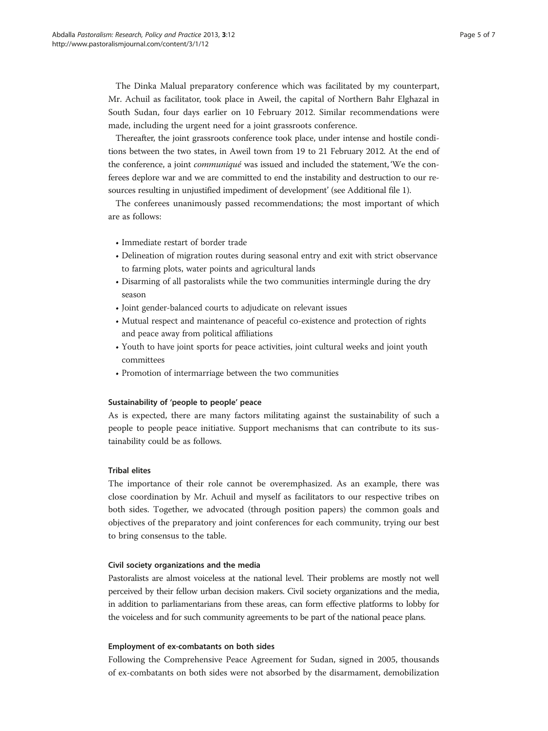The Dinka Malual preparatory conference which was facilitated by my counterpart, Mr. Achuil as facilitator, took place in Aweil, the capital of Northern Bahr Elghazal in South Sudan, four days earlier on 10 February 2012. Similar recommendations were made, including the urgent need for a joint grassroots conference.

Thereafter, the joint grassroots conference took place, under intense and hostile conditions between the two states, in Aweil town from 19 to 21 February 2012. At the end of the conference, a joint *communiqué* was issued and included the statement, 'We the conferees deplore war and we are committed to end the instability and destruction to our resources resulting in unjustified impediment of development' (see Additional file 1).

The conferees unanimously passed recommendations; the most important of which are as follows:

- Immediate restart of border trade
- Delineation of migration routes during seasonal entry and exit with strict observance to farming plots, water points and agricultural lands
- Disarming of all pastoralists while the two communities intermingle during the dry season
- Joint gender-balanced courts to adjudicate on relevant issues
- Mutual respect and maintenance of peaceful co-existence and protection of rights and peace away from political affiliations
- Youth to have joint sports for peace activities, joint cultural weeks and joint youth committees
- Promotion of intermarriage between the two communities

#### Sustainability of 'people to people' peace

As is expected, there are many factors militating against the sustainability of such a people to people peace initiative. Support mechanisms that can contribute to its sustainability could be as follows.

#### Tribal elites

The importance of their role cannot be overemphasized. As an example, there was close coordination by Mr. Achuil and myself as facilitators to our respective tribes on both sides. Together, we advocated (through position papers) the common goals and objectives of the preparatory and joint conferences for each community, trying our best to bring consensus to the table.

#### Civil society organizations and the media

Pastoralists are almost voiceless at the national level. Their problems are mostly not well perceived by their fellow urban decision makers. Civil society organizations and the media, in addition to parliamentarians from these areas, can form effective platforms to lobby for the voiceless and for such community agreements to be part of the national peace plans.

#### Employment of ex-combatants on both sides

Following the Comprehensive Peace Agreement for Sudan, signed in 2005, thousands of ex-combatants on both sides were not absorbed by the disarmament, demobilization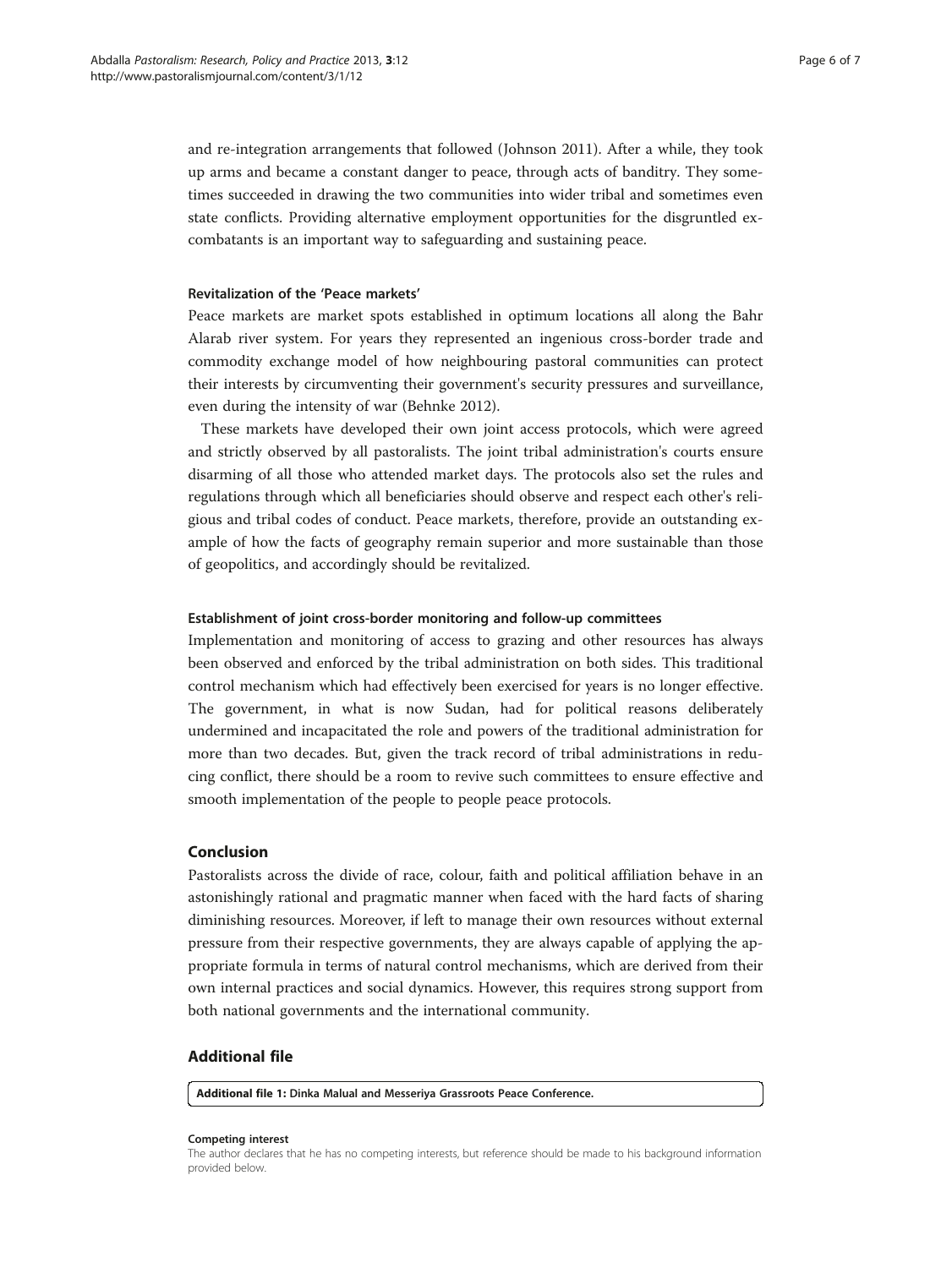and re-integration arrangements that followed (Johnson 2011). After a while, they took up arms and became a constant danger to peace, through acts of banditry. They sometimes succeeded in drawing the two communities into wider tribal and sometimes even state conflicts. Providing alternative employment opportunities for the disgruntled ex-combatants is an important way to safeguarding and sustaining peace.

#### Revitalization of the 'Peace markets'

Peace markets are market spots established in optimum locations all along the Bahr Alarab river system. For years they represented an ingenious cross-border trade and commodity exchange model of how neighbouring pastoral communities can protect their interests by circumventing their government's security pressures and surveillance, even during the intensity of war (Behnke 2012).

These markets have developed their own joint access protocols, which were agreed and strictly observed by all pastoralists. The joint tribal administration's courts ensure disarming of all those who attended market days. The protocols also set the rules and regulations through which all beneficiaries should observe and respect each other's religious and tribal codes of conduct. Peace markets, therefore, provide an outstanding example of how the facts of geography remain superior and more sustainable than those of geopolitics, and accordingly should be revitalized.

#### Establishment of joint cross-border monitoring and follow-up committees

Implementation and monitoring of access to grazing and other resources has always been observed and enforced by the tribal administration on both sides. This traditional control mechanism which had effectively been exercised for years is no longer effective. The government, in what is now Sudan, had for political reasons deliberately undermined and incapacitated the role and powers of the traditional administration for more than two decades. But, given the track record of tribal administrations in reducing conflict, there should be a room to revive such committees to ensure effective and smooth implementation of the people to people peace protocols.

## Conclusion

Pastoralists across the divide of race, colour, faith and political affiliation behave in an astonishingly rational and pragmatic manner when faced with the hard facts of sharing diminishing resources. Moreover, if left to manage their own resources without external pressure from their respective governments, they are always capable of applying the appropriate formula in terms of natural control mechanisms, which are derived from their own internal practices and social dynamics. However, this requires strong support from both national governments and the international community.

## Additional file

**Additional file 1:** Dinka Malual and Messeriya Grassroots Peace Conference.

#### Competing interest

The author declares that he has no competing interests, but reference should be made to his background information provided below.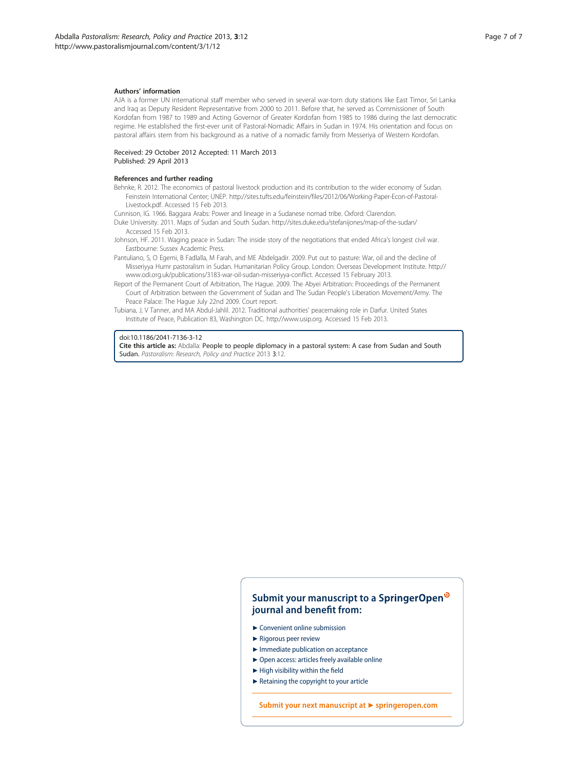## Authors' information

AJA is a former UN international staff member who served in several war-torn duty stations like East Timor, Sri Lanka and Iraq as Deputy Resident Representative from 2000 to 2011. Before that, he served as Commissioner of South Kordofan from 1987 to 1989 and Acting Governor of Greater Kordofan from 1985 to 1986 during the last democratic regime. He established the first-ever unit of Pastoral-Nomadic Affairs in Sudan in 1974. His orientation and focus on pastoral affairs stem from his background as a native of a nomadic family from Messeriya of Western Kordofan.

Received: 29 October 2012 Accepted: 11 March 2013
Published: 29 April 2013

## References and further reading

Behnke, R. 2012. The economics of pastoral livestock production and its contribution to the wider economy of Sudan. Feinstein International Center; UNEP. http://sites.tufts.edu/feinstein/files/2012/06/Working-Paper-Econ-of-Pastoral-Livestock.pdf. Accessed 15 Feb 2013.

Cunnison, IG. 1966. Baggara Arabs: Power and lineage in a Sudanese nomad tribe. Oxford: Clarendon.

Duke University. 2011. Maps of Sudan and South Sudan. http://sites.duke.edu/stefanijones/map-of-the-sudan/ Accessed 15 Feb 2013.

Johnson, HF. 2011. Waging peace in Sudan: The inside story of the negotiations that ended Africa's longest civil war. Eastbourne: Sussex Academic Press.

Pantuliano, S, O Egemi, B Fadlalla, M Farah, and ME Abdelgadir. 2009. Put out to pasture: War, oil and the decline of Misseriyya Humr pastoralism in Sudan. Humanitarian Policy Group. London: Overseas Development Institute. http://www.odi.org.uk/publications/3183-war-oil-sudan-misseriyya-conflict. Accessed 15 February 2013.

Report of the Permanent Court of Arbitration, The Hague. 2009. The Abyei Arbitration: Proceedings of the Permanent Court of Arbitration between the Government of Sudan and The Sudan People's Liberation Movement/Army. The Peace Palace: The Hague July 22nd 2009. Court report.

Tubiana, J, V Tanner, and MA Abdul-Jahlil. 2012. Traditional authorities' peacemaking role in Darfur. United States Institute of Peace, Publication 83, Washington DC. http://www.usip.org. Accessed 15 Feb 2013.

doi:10.1186/2041-7136-3-12
**Cite this article as:** Abdalla: People to people diplomacy in a pastoral system: A case from Sudan and South Sudan. *Pastoralism: Research, Policy and Practice* 2013 **3**:12.

**Submit your manuscript to a SpringerOpen journal and benefit from:**

- ► Convenient online submission
- ► Rigorous peer review
- ► Immediate publication on acceptance
- ► Open access: articles freely available online
- ► High visibility within the field
- ► Retaining the copyright to your article

**Submit your next manuscript at ► springeropen.com**